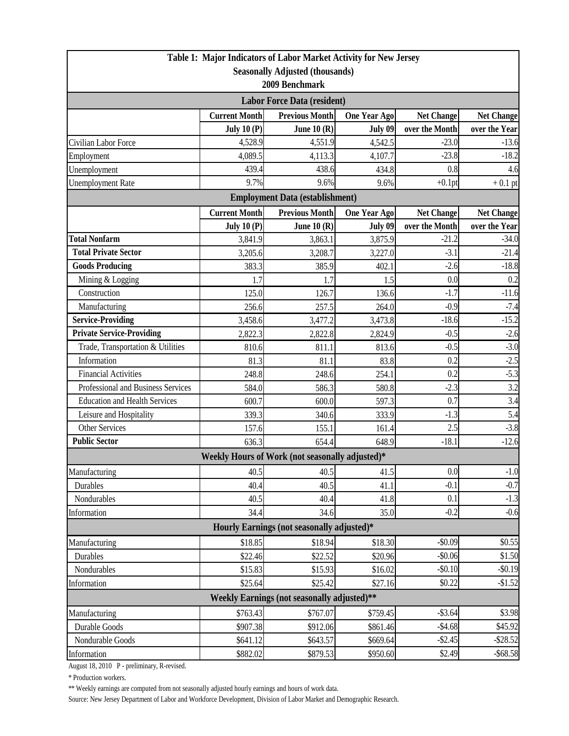# Table 1: Major Indicators of Labor Market Activity for New Jersey

**Seasonally Adjusted (thousands)**

**2009 Benchmark**

| | Current Month | Previous Month | One Year Ago | Net Change | Net Change |
|---|---|---|---|---|---|
| | July 10 (P) | June 10 (R) | July 09 | over the Month | over the Year |
| **Labor Force Data (resident)** | | | | | |
| Civilian Labor Force | 4,528.9 | 4,551.9 | 4,542.5 | -23.0 | -13.6 |
| Employment | 4,089.5 | 4,113.3 | 4,107.7 | -23.8 | -18.2 |
| Unemployment | 439.4 | 438.6 | 434.8 | 0.8 | 4.6 |
| Unemployment Rate | 9.7% | 9.6% | 9.6% | +0.1pt | + 0.1 pt |
| **Employment Data (establishment)** | | | | | |
| **Total Nonfarm** | 3,841.9 | 3,863.1 | 3,875.9 | -21.2 | -34.0 |
| **Total Private Sector** | 3,205.6 | 3,208.7 | 3,227.0 | -3.1 | -21.4 |
| **Goods Producing** | 383.3 | 385.9 | 402.1 | -2.6 | -18.8 |
| Mining & Logging | 1.7 | 1.7 | 1.5 | 0.0 | 0.2 |
| Construction | 125.0 | 126.7 | 136.6 | -1.7 | -11.6 |
| Manufacturing | 256.6 | 257.5 | 264.0 | -0.9 | -7.4 |
| **Service-Providing** | 3,458.6 | 3,477.2 | 3,473.8 | -18.6 | -15.2 |
| **Private Service-Providing** | 2,822.3 | 2,822.8 | 2,824.9 | -0.5 | -2.6 |
| Trade, Transportation & Utilities | 810.6 | 811.1 | 813.6 | -0.5 | -3.0 |
| Information | 81.3 | 81.1 | 83.8 | 0.2 | -2.5 |
| Financial Activities | 248.8 | 248.6 | 254.1 | 0.2 | -5.3 |
| Professional and Business Services | 584.0 | 586.3 | 580.8 | -2.3 | 3.2 |
| Education and Health Services | 600.7 | 600.0 | 597.3 | 0.7 | 3.4 |
| Leisure and Hospitality | 339.3 | 340.6 | 333.9 | -1.3 | 5.4 |
| Other Services | 157.6 | 155.1 | 161.4 | 2.5 | -3.8 |
| **Public Sector** | 636.3 | 654.4 | 648.9 | -18.1 | -12.6 |
| **Weekly Hours of Work (not seasonally adjusted)*** | | | | | |
| Manufacturing | 40.5 | 40.5 | 41.5 | 0.0 | -1.0 |
| Durables | 40.4 | 40.5 | 41.1 | -0.1 | -0.7 |
| Nondurables | 40.5 | 40.4 | 41.8 | 0.1 | -1.3 |
| Information | 34.4 | 34.6 | 35.0 | -0.2 | -0.6 |
| **Hourly Earnings (not seasonally adjusted)*** | | | | | |
| Manufacturing | $18.85 | $18.94 | $18.30 | -$0.09 | $0.55 |
| Durables | $22.46 | $22.52 | $20.96 | -$0.06 | $1.50 |
| Nondurables | $15.83 | $15.93 | $16.02 | -$0.10 | -$0.19 |
| Information | $25.64 | $25.42 | $27.16 | $0.22 | -$1.52 |
| **Weekly Earnings (not seasonally adjusted)**** | | | | | |
| Manufacturing | $763.43 | $767.07 | $759.45 | -$3.64 | $3.98 |
| Durable Goods | $907.38 | $912.06 | $861.46 | -$4.68 | $45.92 |
| Nondurable Goods | $641.12 | $643.57 | $669.64 | -$2.45 | -$28.52 |
| Information | $882.02 | $879.53 | $950.60 | $2.49 | -$68.58 |

August 18, 2010 P - preliminary, R-revised.

* Production workers.

** Weekly earnings are computed from not seasonally adjusted hourly earnings and hours of work data.

Source: New Jersey Department of Labor and Workforce Development, Division of Labor Market and Demographic Research.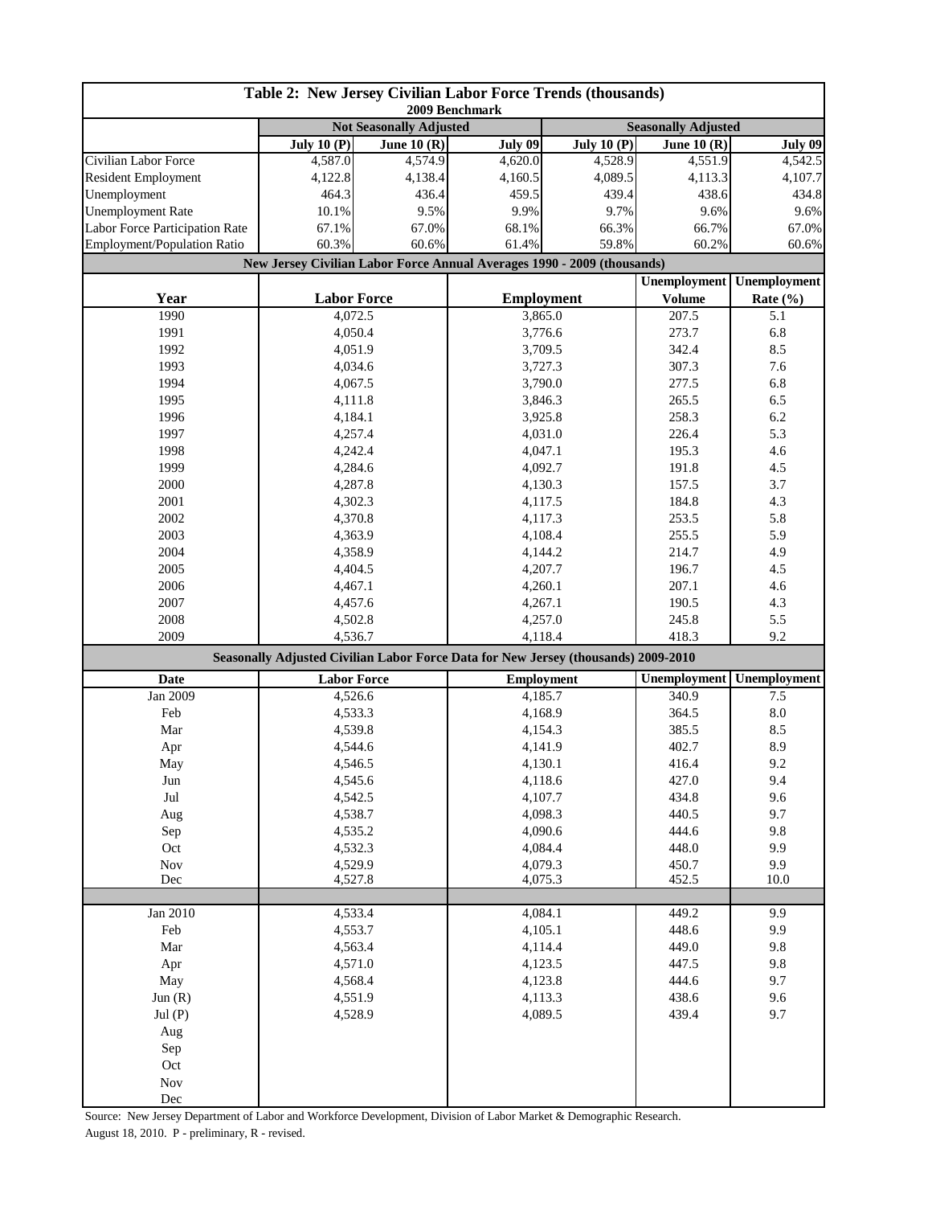## Table 2: New Jersey Civilian Labor Force Trends (thousands)

2009 Benchmark

| | Not Seasonally Adjusted | | | Seasonally Adjusted | | |
|---|---|---|---|---|---|---|
| | July 10 (P) | June 10 (R) | July 09 | July 10 (P) | June 10 (R) | July 09 |
| Civilian Labor Force | 4,587.0 | 4,574.9 | 4,620.0 | 4,528.9 | 4,551.9 | 4,542.5 |
| Resident Employment | 4,122.8 | 4,138.4 | 4,160.5 | 4,089.5 | 4,113.3 | 4,107.7 |
| Unemployment | 464.3 | 436.4 | 459.5 | 439.4 | 438.6 | 434.8 |
| Unemployment Rate | 10.1% | 9.5% | 9.9% | 9.7% | 9.6% | 9.6% |
| Labor Force Participation Rate | 67.1% | 67.0% | 68.1% | 66.3% | 66.7% | 67.0% |
| Employment/Population Ratio | 60.3% | 60.6% | 61.4% | 59.8% | 60.2% | 60.6% |

### New Jersey Civilian Labor Force Annual Averages 1990 - 2009 (thousands)

| Year | Labor Force | Employment | Unemployment Volume | Unemployment Rate (%) |
|---|---|---|---|---|
| 1990 | 4,072.5 | 3,865.0 | 207.5 | 5.1 |
| 1991 | 4,050.4 | 3,776.6 | 273.7 | 6.8 |
| 1992 | 4,051.9 | 3,709.5 | 342.4 | 8.5 |
| 1993 | 4,034.6 | 3,727.3 | 307.3 | 7.6 |
| 1994 | 4,067.5 | 3,790.0 | 277.5 | 6.8 |
| 1995 | 4,111.8 | 3,846.3 | 265.5 | 6.5 |
| 1996 | 4,184.1 | 3,925.8 | 258.3 | 6.2 |
| 1997 | 4,257.4 | 4,031.0 | 226.4 | 5.3 |
| 1998 | 4,242.4 | 4,047.1 | 195.3 | 4.6 |
| 1999 | 4,284.6 | 4,092.7 | 191.8 | 4.5 |
| 2000 | 4,287.8 | 4,130.3 | 157.5 | 3.7 |
| 2001 | 4,302.3 | 4,117.5 | 184.8 | 4.3 |
| 2002 | 4,370.8 | 4,117.3 | 253.5 | 5.8 |
| 2003 | 4,363.9 | 4,108.4 | 255.5 | 5.9 |
| 2004 | 4,358.9 | 4,144.2 | 214.7 | 4.9 |
| 2005 | 4,404.5 | 4,207.7 | 196.7 | 4.5 |
| 2006 | 4,467.1 | 4,260.1 | 207.1 | 4.6 |
| 2007 | 4,457.6 | 4,267.1 | 190.5 | 4.3 |
| 2008 | 4,502.8 | 4,257.0 | 245.8 | 5.5 |
| 2009 | 4,536.7 | 4,118.4 | 418.3 | 9.2 |

### Seasonally Adjusted Civilian Labor Force Data for New Jersey (thousands) 2009-2010

| Date | Labor Force | Employment | Unemployment | Unemployment |
|---|---|---|---|---|
| Jan 2009 | 4,526.6 | 4,185.7 | 340.9 | 7.5 |
| Feb | 4,533.3 | 4,168.9 | 364.5 | 8.0 |
| Mar | 4,539.8 | 4,154.3 | 385.5 | 8.5 |
| Apr | 4,544.6 | 4,141.9 | 402.7 | 8.9 |
| May | 4,546.5 | 4,130.1 | 416.4 | 9.2 |
| Jun | 4,545.6 | 4,118.6 | 427.0 | 9.4 |
| Jul | 4,542.5 | 4,107.7 | 434.8 | 9.6 |
| Aug | 4,538.7 | 4,098.3 | 440.5 | 9.7 |
| Sep | 4,535.2 | 4,090.6 | 444.6 | 9.8 |
| Oct | 4,532.3 | 4,084.4 | 448.0 | 9.9 |
| Nov | 4,529.9 | 4,079.3 | 450.7 | 9.9 |
| Dec | 4,527.8 | 4,075.3 | 452.5 | 10.0 |
| | | | | |
| Jan 2010 | 4,533.4 | 4,084.1 | 449.2 | 9.9 |
| Feb | 4,553.7 | 4,105.1 | 448.6 | 9.9 |
| Mar | 4,563.4 | 4,114.4 | 449.0 | 9.8 |
| Apr | 4,571.0 | 4,123.5 | 447.5 | 9.8 |
| May | 4,568.4 | 4,123.8 | 444.6 | 9.7 |
| Jun (R) | 4,551.9 | 4,113.3 | 438.6 | 9.6 |
| Jul (P) | 4,528.9 | 4,089.5 | 439.4 | 9.7 |
| Aug | | | | |
| Sep | | | | |
| Oct | | | | |
| Nov | | | | |
| Dec | | | | |

Source: New Jersey Department of Labor and Workforce Development, Division of Labor Market & Demographic Research.

August 18, 2010. P - preliminary, R - revised.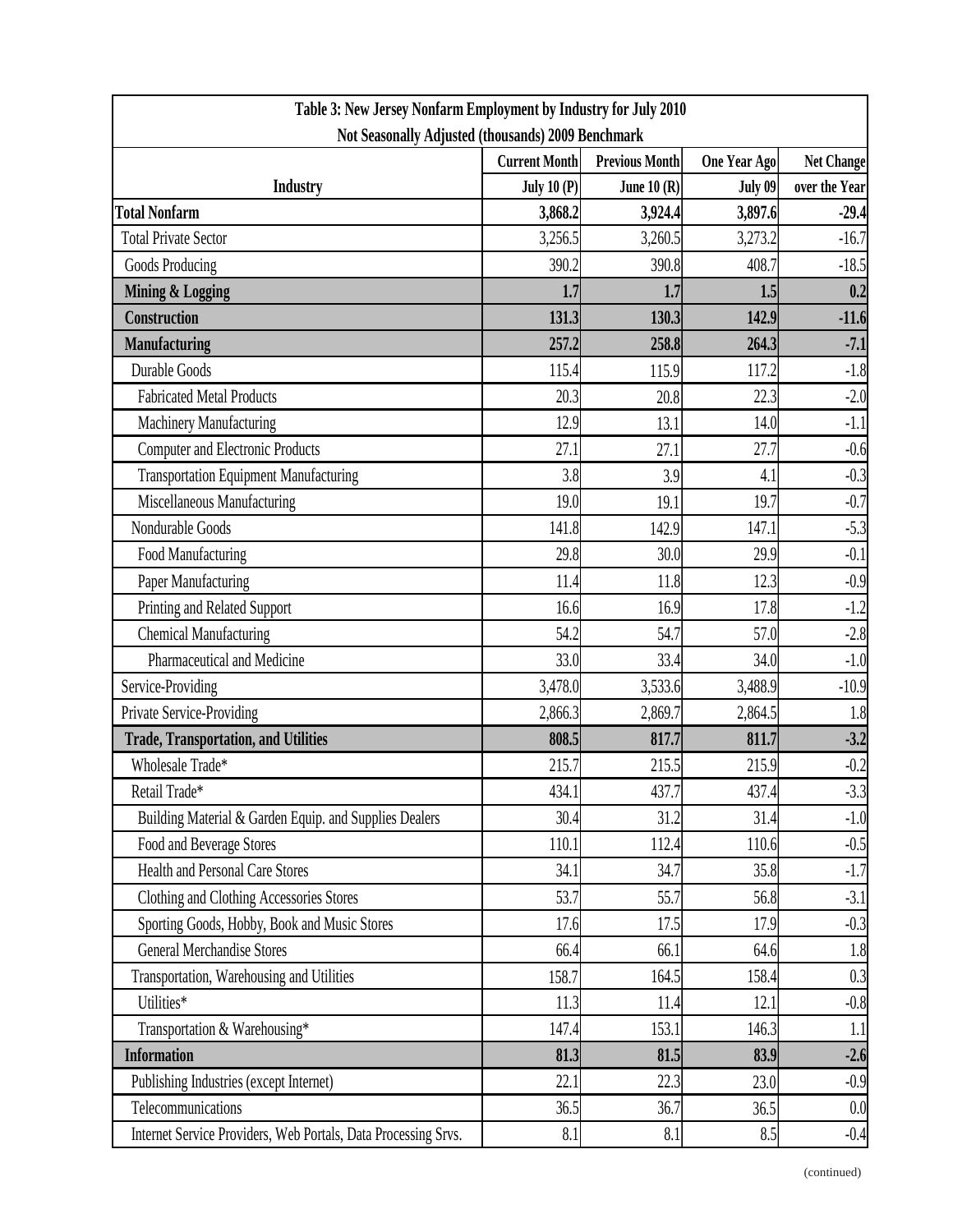| Table 3: New Jersey Nonfarm Employment by Industry for July 2010<br>Not Seasonally Adjusted (thousands) 2009 Benchmark | | | | |
|---|---|---|---|---|
| | Current Month | Previous Month | One Year Ago | Net Change |
| Industry | July 10 (P) | June 10 (R) | July 09 | over the Year |
| **Total Nonfarm** | **3,868.2** | **3,924.4** | **3,897.6** | **-29.4** |
| Total Private Sector | 3,256.5 | 3,260.5 | 3,273.2 | -16.7 |
| Goods Producing | 390.2 | 390.8 | 408.7 | -18.5 |
| **Mining & Logging** | **1.7** | **1.7** | **1.5** | **0.2** |
| **Construction** | **131.3** | **130.3** | **142.9** | **-11.6** |
| **Manufacturing** | **257.2** | **258.8** | **264.3** | **-7.1** |
| Durable Goods | 115.4 | 115.9 | 117.2 | -1.8 |
| Fabricated Metal Products | 20.3 | 20.8 | 22.3 | -2.0 |
| Machinery Manufacturing | 12.9 | 13.1 | 14.0 | -1.1 |
| Computer and Electronic Products | 27.1 | 27.1 | 27.7 | -0.6 |
| Transportation Equipment Manufacturing | 3.8 | 3.9 | 4.1 | -0.3 |
| Miscellaneous Manufacturing | 19.0 | 19.1 | 19.7 | -0.7 |
| Nondurable Goods | 141.8 | 142.9 | 147.1 | -5.3 |
| Food Manufacturing | 29.8 | 30.0 | 29.9 | -0.1 |
| Paper Manufacturing | 11.4 | 11.8 | 12.3 | -0.9 |
| Printing and Related Support | 16.6 | 16.9 | 17.8 | -1.2 |
| Chemical Manufacturing | 54.2 | 54.7 | 57.0 | -2.8 |
| Pharmaceutical and Medicine | 33.0 | 33.4 | 34.0 | -1.0 |
| Service-Providing | 3,478.0 | 3,533.6 | 3,488.9 | -10.9 |
| Private Service-Providing | 2,866.3 | 2,869.7 | 2,864.5 | 1.8 |
| **Trade, Transportation, and Utilities** | **808.5** | **817.7** | **811.7** | **-3.2** |
| Wholesale Trade* | 215.7 | 215.5 | 215.9 | -0.2 |
| Retail Trade* | 434.1 | 437.7 | 437.4 | -3.3 |
| Building Material & Garden Equip. and Supplies Dealers | 30.4 | 31.2 | 31.4 | -1.0 |
| Food and Beverage Stores | 110.1 | 112.4 | 110.6 | -0.5 |
| Health and Personal Care Stores | 34.1 | 34.7 | 35.8 | -1.7 |
| Clothing and Clothing Accessories Stores | 53.7 | 55.7 | 56.8 | -3.1 |
| Sporting Goods, Hobby, Book and Music Stores | 17.6 | 17.5 | 17.9 | -0.3 |
| General Merchandise Stores | 66.4 | 66.1 | 64.6 | 1.8 |
| Transportation, Warehousing and Utilities | 158.7 | 164.5 | 158.4 | 0.3 |
| Utilities* | 11.3 | 11.4 | 12.1 | -0.8 |
| Transportation & Warehousing* | 147.4 | 153.1 | 146.3 | 1.1 |
| **Information** | **81.3** | **81.5** | **83.9** | **-2.6** |
| Publishing Industries (except Internet) | 22.1 | 22.3 | 23.0 | -0.9 |
| Telecommunications | 36.5 | 36.7 | 36.5 | 0.0 |
| Internet Service Providers, Web Portals, Data Processing Srvs. | 8.1 | 8.1 | 8.5 | -0.4 |

(continued)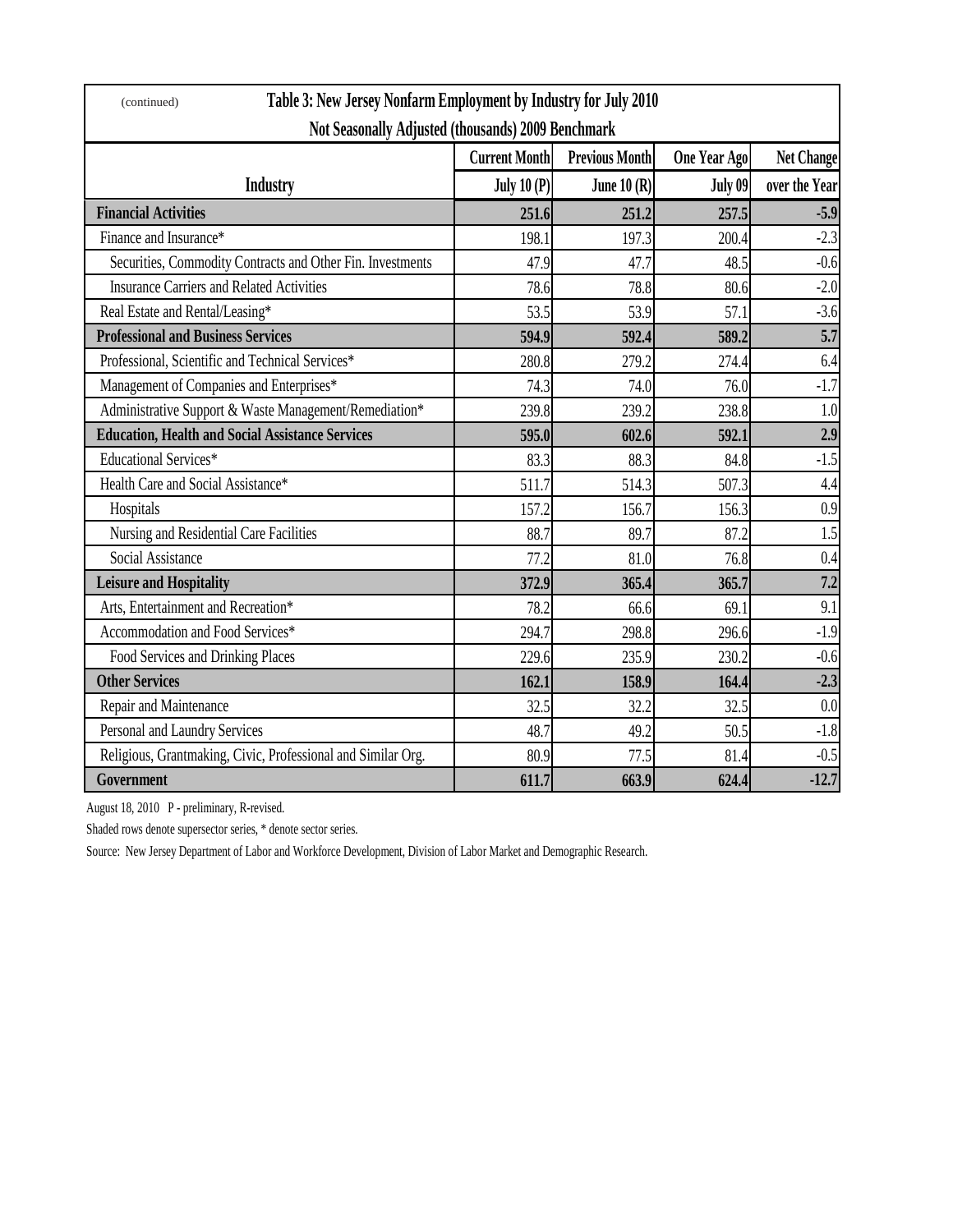(continued)

## Table 3: New Jersey Nonfarm Employment by Industry for July 2010

### Not Seasonally Adjusted (thousands) 2009 Benchmark

| Industry | Current Month July 10 (P) | Previous Month June 10 (R) | One Year Ago July 09 | Net Change over the Year |
|---|---|---|---|---|
| **Financial Activities** | **251.6** | **251.2** | **257.5** | **-5.9** |
| Finance and Insurance* | 198.1 | 197.3 | 200.4 | -2.3 |
| Securities, Commodity Contracts and Other Fin. Investments | 47.9 | 47.7 | 48.5 | -0.6 |
| Insurance Carriers and Related Activities | 78.6 | 78.8 | 80.6 | -2.0 |
| Real Estate and Rental/Leasing* | 53.5 | 53.9 | 57.1 | -3.6 |
| **Professional and Business Services** | **594.9** | **592.4** | **589.2** | **5.7** |
| Professional, Scientific and Technical Services* | 280.8 | 279.2 | 274.4 | 6.4 |
| Management of Companies and Enterprises* | 74.3 | 74.0 | 76.0 | -1.7 |
| Administrative Support & Waste Management/Remediation* | 239.8 | 239.2 | 238.8 | 1.0 |
| **Education, Health and Social Assistance Services** | **595.0** | **602.6** | **592.1** | **2.9** |
| Educational Services* | 83.3 | 88.3 | 84.8 | -1.5 |
| Health Care and Social Assistance* | 511.7 | 514.3 | 507.3 | 4.4 |
| Hospitals | 157.2 | 156.7 | 156.3 | 0.9 |
| Nursing and Residential Care Facilities | 88.7 | 89.7 | 87.2 | 1.5 |
| Social Assistance | 77.2 | 81.0 | 76.8 | 0.4 |
| **Leisure and Hospitality** | **372.9** | **365.4** | **365.7** | **7.2** |
| Arts, Entertainment and Recreation* | 78.2 | 66.6 | 69.1 | 9.1 |
| Accommodation and Food Services* | 294.7 | 298.8 | 296.6 | -1.9 |
| Food Services and Drinking Places | 229.6 | 235.9 | 230.2 | -0.6 |
| **Other Services** | **162.1** | **158.9** | **164.4** | **-2.3** |
| Repair and Maintenance | 32.5 | 32.2 | 32.5 | 0.0 |
| Personal and Laundry Services | 48.7 | 49.2 | 50.5 | -1.8 |
| Religious, Grantmaking, Civic, Professional and Similar Org. | 80.9 | 77.5 | 81.4 | -0.5 |
| **Government** | **611.7** | **663.9** | **624.4** | **-12.7** |

August 18, 2010 P - preliminary, R-revised.

Shaded rows denote supersector series, * denote sector series.

Source: New Jersey Department of Labor and Workforce Development, Division of Labor Market and Demographic Research.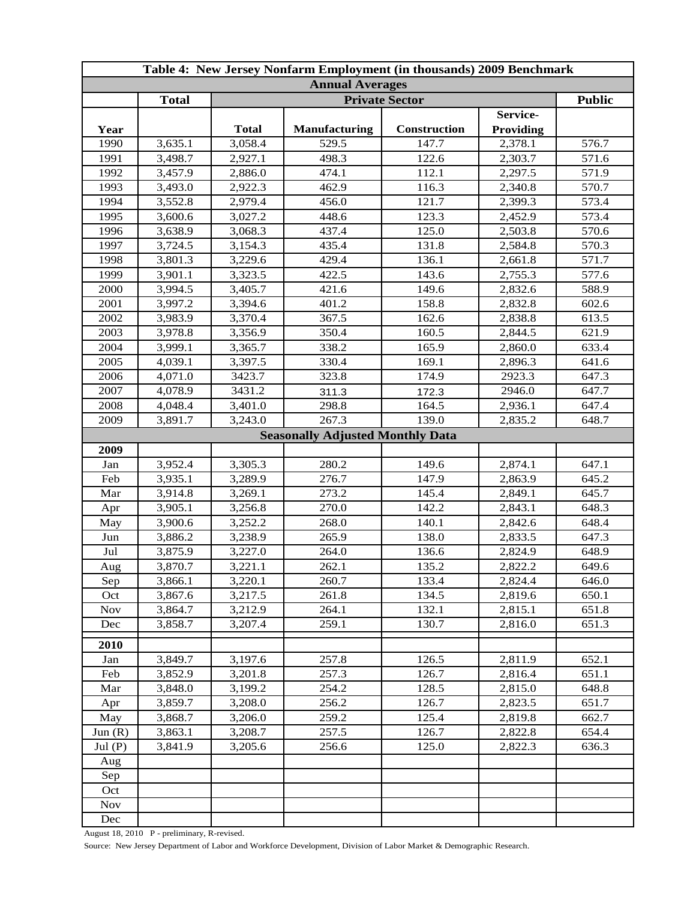| Table 4: New Jersey Nonfarm Employment (in thousands) 2009 Benchmark | | | | | | |
|---|---|---|---|---|---|---|
| **Annual Averages** | | | | | | |
| | **Total** | **Private Sector** | | | | **Public** |
| **Year** | | **Total** | **Manufacturing** | **Construction** | **Service-Providing** | |
| 1990 | 3,635.1 | 3,058.4 | 529.5 | 147.7 | 2,378.1 | 576.7 |
| 1991 | 3,498.7 | 2,927.1 | 498.3 | 122.6 | 2,303.7 | 571.6 |
| 1992 | 3,457.9 | 2,886.0 | 474.1 | 112.1 | 2,297.5 | 571.9 |
| 1993 | 3,493.0 | 2,922.3 | 462.9 | 116.3 | 2,340.8 | 570.7 |
| 1994 | 3,552.8 | 2,979.4 | 456.0 | 121.7 | 2,399.3 | 573.4 |
| 1995 | 3,600.6 | 3,027.2 | 448.6 | 123.3 | 2,452.9 | 573.4 |
| 1996 | 3,638.9 | 3,068.3 | 437.4 | 125.0 | 2,503.8 | 570.6 |
| 1997 | 3,724.5 | 3,154.3 | 435.4 | 131.8 | 2,584.8 | 570.3 |
| 1998 | 3,801.3 | 3,229.6 | 429.4 | 136.1 | 2,661.8 | 571.7 |
| 1999 | 3,901.1 | 3,323.5 | 422.5 | 143.6 | 2,755.3 | 577.6 |
| 2000 | 3,994.5 | 3,405.7 | 421.6 | 149.6 | 2,832.6 | 588.9 |
| 2001 | 3,997.2 | 3,394.6 | 401.2 | 158.8 | 2,832.8 | 602.6 |
| 2002 | 3,983.9 | 3,370.4 | 367.5 | 162.6 | 2,838.8 | 613.5 |
| 2003 | 3,978.8 | 3,356.9 | 350.4 | 160.5 | 2,844.5 | 621.9 |
| 2004 | 3,999.1 | 3,365.7 | 338.2 | 165.9 | 2,860.0 | 633.4 |
| 2005 | 4,039.1 | 3,397.5 | 330.4 | 169.1 | 2,896.3 | 641.6 |
| 2006 | 4,071.0 | 3423.7 | 323.8 | 174.9 | 2923.3 | 647.3 |
| 2007 | 4,078.9 | 3431.2 | 311.3 | 172.3 | 2946.0 | 647.7 |
| 2008 | 4,048.4 | 3,401.0 | 298.8 | 164.5 | 2,936.1 | 647.4 |
| 2009 | 3,891.7 | 3,243.0 | 267.3 | 139.0 | 2,835.2 | 648.7 |
| **Seasonally Adjusted Monthly Data** | | | | | | |
| **2009** | | | | | | |
| Jan | 3,952.4 | 3,305.3 | 280.2 | 149.6 | 2,874.1 | 647.1 |
| Feb | 3,935.1 | 3,289.9 | 276.7 | 147.9 | 2,863.9 | 645.2 |
| Mar | 3,914.8 | 3,269.1 | 273.2 | 145.4 | 2,849.1 | 645.7 |
| Apr | 3,905.1 | 3,256.8 | 270.0 | 142.2 | 2,843.1 | 648.3 |
| May | 3,900.6 | 3,252.2 | 268.0 | 140.1 | 2,842.6 | 648.4 |
| Jun | 3,886.2 | 3,238.9 | 265.9 | 138.0 | 2,833.5 | 647.3 |
| Jul | 3,875.9 | 3,227.0 | 264.0 | 136.6 | 2,824.9 | 648.9 |
| Aug | 3,870.7 | 3,221.1 | 262.1 | 135.2 | 2,822.2 | 649.6 |
| Sep | 3,866.1 | 3,220.1 | 260.7 | 133.4 | 2,824.4 | 646.0 |
| Oct | 3,867.6 | 3,217.5 | 261.8 | 134.5 | 2,819.6 | 650.1 |
| Nov | 3,864.7 | 3,212.9 | 264.1 | 132.1 | 2,815.1 | 651.8 |
| Dec | 3,858.7 | 3,207.4 | 259.1 | 130.7 | 2,816.0 | 651.3 |
| **2010** | | | | | | |
| Jan | 3,849.7 | 3,197.6 | 257.8 | 126.5 | 2,811.9 | 652.1 |
| Feb | 3,852.9 | 3,201.8 | 257.3 | 126.7 | 2,816.4 | 651.1 |
| Mar | 3,848.0 | 3,199.2 | 254.2 | 128.5 | 2,815.0 | 648.8 |
| Apr | 3,859.7 | 3,208.0 | 256.2 | 126.7 | 2,823.5 | 651.7 |
| May | 3,868.7 | 3,206.0 | 259.2 | 125.4 | 2,819.8 | 662.7 |
| Jun (R) | 3,863.1 | 3,208.7 | 257.5 | 126.7 | 2,822.8 | 654.4 |
| Jul (P) | 3,841.9 | 3,205.6 | 256.6 | 125.0 | 2,822.3 | 636.3 |
| Aug | | | | | | |
| Sep | | | | | | |
| Oct | | | | | | |
| Nov | | | | | | |
| Dec | | | | | | |

August 18, 2010 P - preliminary, R-revised.

Source: New Jersey Department of Labor and Workforce Development, Division of Labor Market & Demographic Research.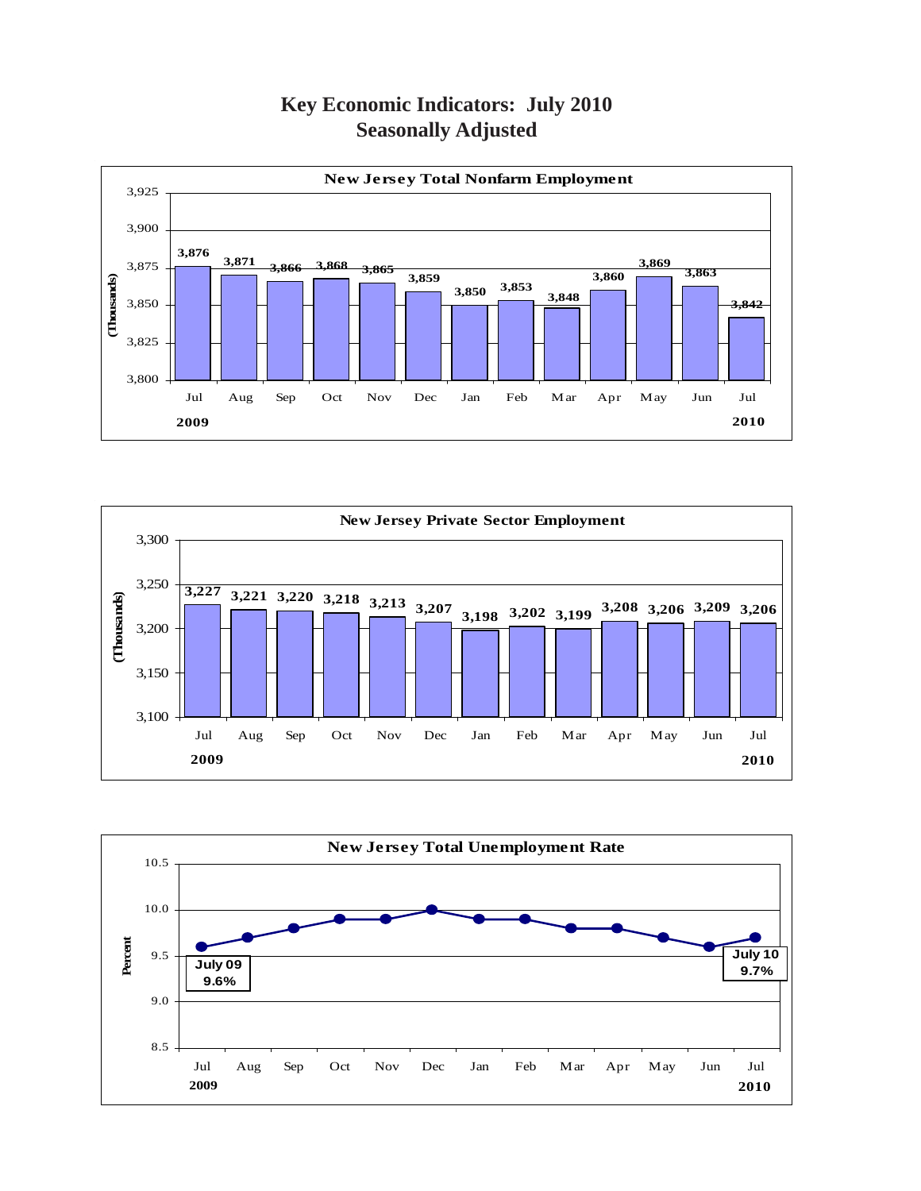# Key Economic Indicators: July 2010
## Seasonally Adjusted

**New Jersey Total Nonfarm Employment**

(Thousands)

3,925
3,900
3,875
3,850
3,825
3,800

3,876 3,871 3,866 3,868 3,865 3,859 3,850 3,853 3,848 3,860 3,869 3,863 3,842

Jul Aug Sep Oct Nov Dec Jan Feb Mar Apr May Jun Jul

2009 2010

**New Jersey Private Sector Employment**

(Thousands)

3,300
3,250
3,200
3,150
3,100

3,227 3,221 3,220 3,218 3,213 3,207 3,198 3,202 3,199 3,208 3,206 3,209 3,206

Jul Aug Sep Oct Nov Dec Jan Feb Mar Apr May Jun Jul

2009 2010

**New Jersey Total Unemployment Rate**

Percent

10.5
10.0
9.5
9.0
8.5

July 09
9.6%

July 10
9.7%

Jul Aug Sep Oct Nov Dec Jan Feb Mar Apr May Jun Jul

2009 2010